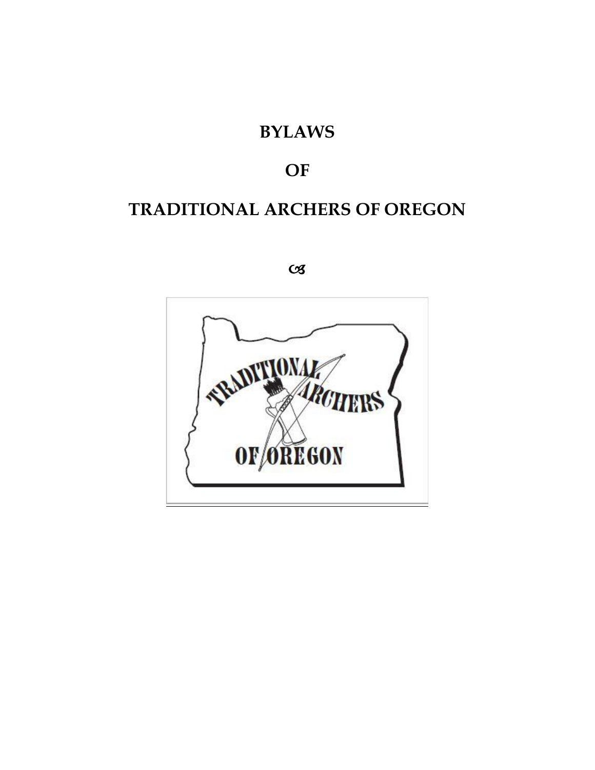# BYLAWS

# OF

# TRADITIONAL ARCHERS OF OREGON

ꕤ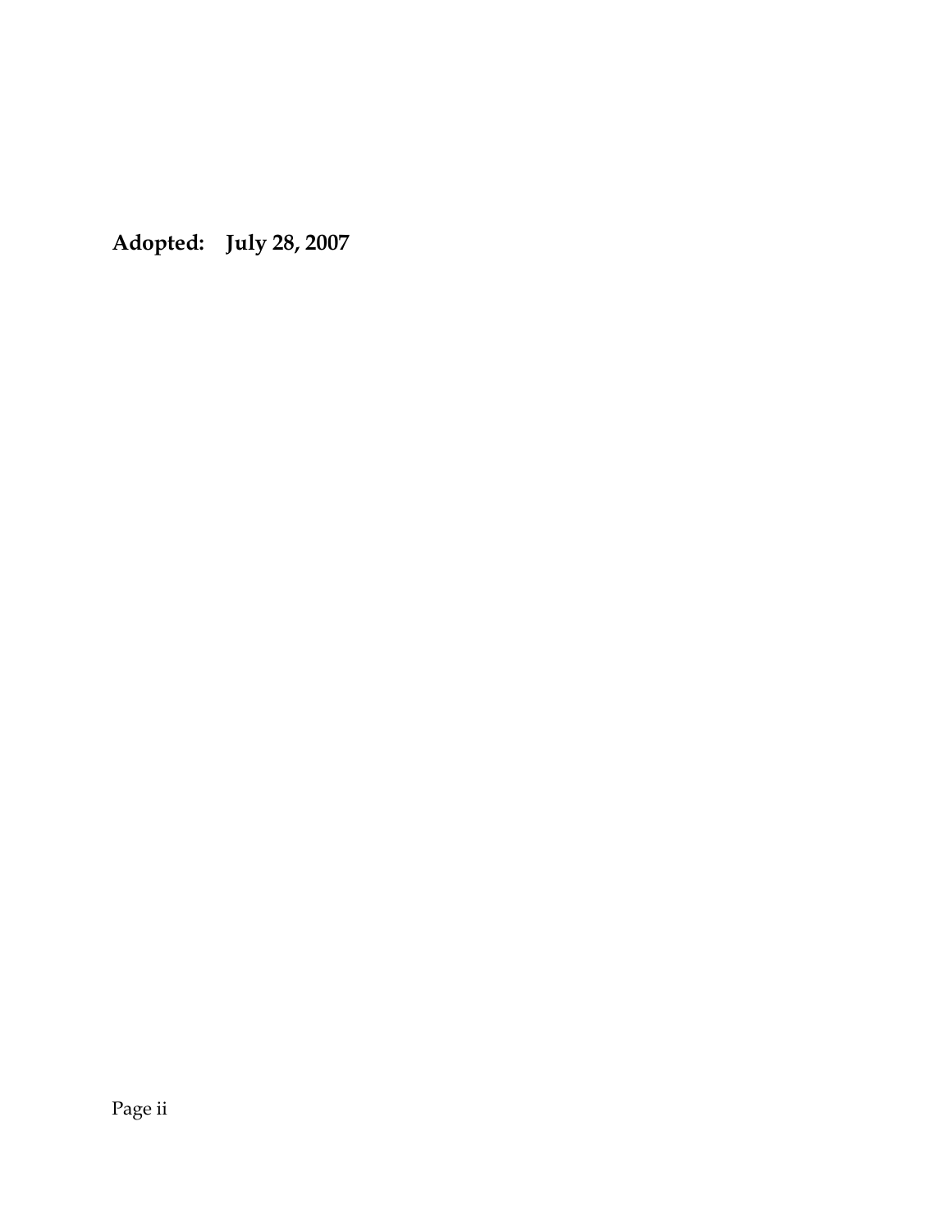**Adopted: July 28, 2007**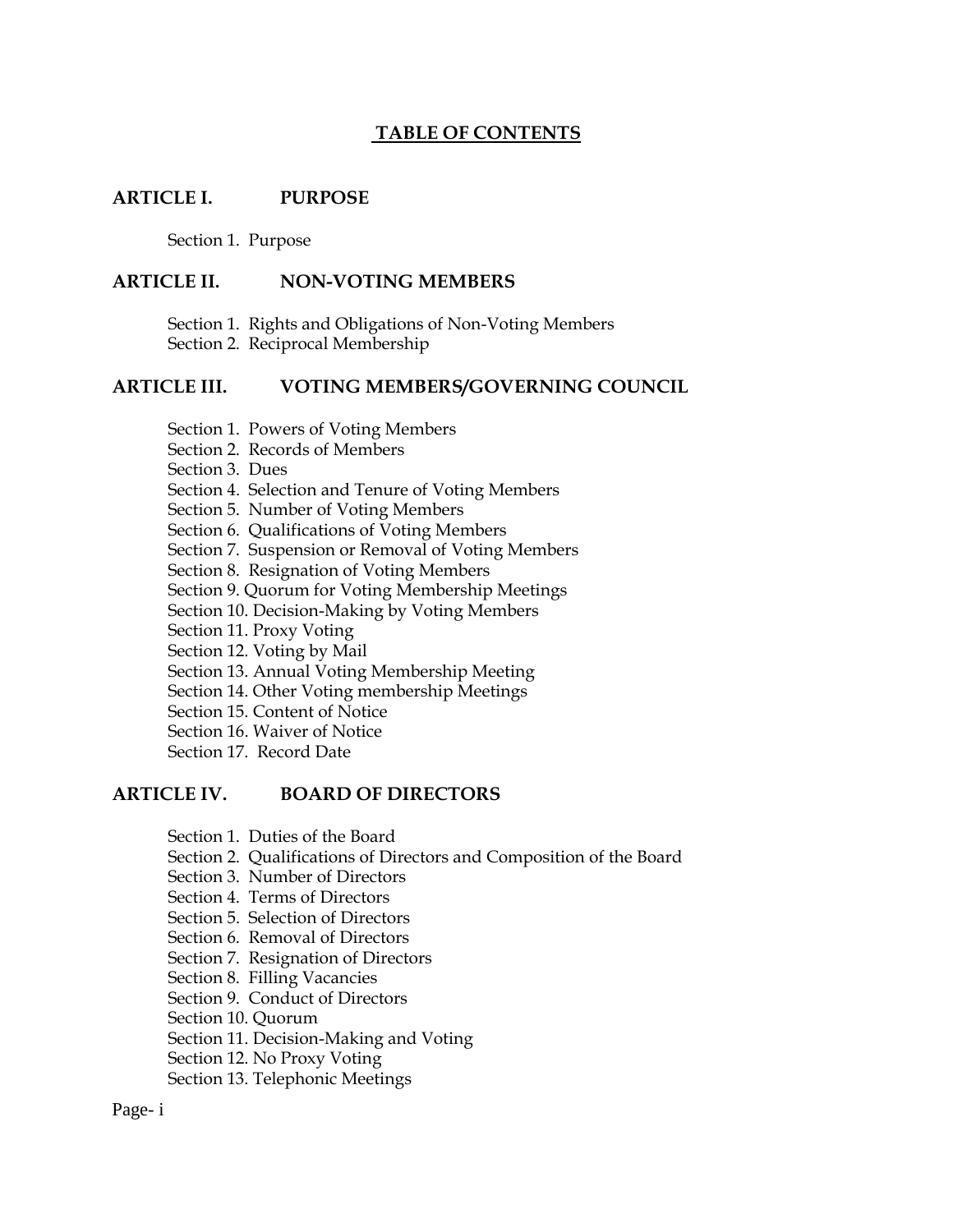# TABLE OF CONTENTS

## ARTICLE I. PURPOSE

Section 1. Purpose

## ARTICLE II. NON-VOTING MEMBERS

Section 1. Rights and Obligations of Non-Voting Members
Section 2. Reciprocal Membership

## ARTICLE III. VOTING MEMBERS/GOVERNING COUNCIL

Section 1. Powers of Voting Members
Section 2. Records of Members
Section 3. Dues
Section 4. Selection and Tenure of Voting Members
Section 5. Number of Voting Members
Section 6. Qualifications of Voting Members
Section 7. Suspension or Removal of Voting Members
Section 8. Resignation of Voting Members
Section 9. Quorum for Voting Membership Meetings
Section 10. Decision-Making by Voting Members
Section 11. Proxy Voting
Section 12. Voting by Mail
Section 13. Annual Voting Membership Meeting
Section 14. Other Voting membership Meetings
Section 15. Content of Notice
Section 16. Waiver of Notice
Section 17. Record Date

## ARTICLE IV. BOARD OF DIRECTORS

Section 1. Duties of the Board
Section 2. Qualifications of Directors and Composition of the Board
Section 3. Number of Directors
Section 4. Terms of Directors
Section 5. Selection of Directors
Section 6. Removal of Directors
Section 7. Resignation of Directors
Section 8. Filling Vacancies
Section 9. Conduct of Directors
Section 10. Quorum
Section 11. Decision-Making and Voting
Section 12. No Proxy Voting
Section 13. Telephonic Meetings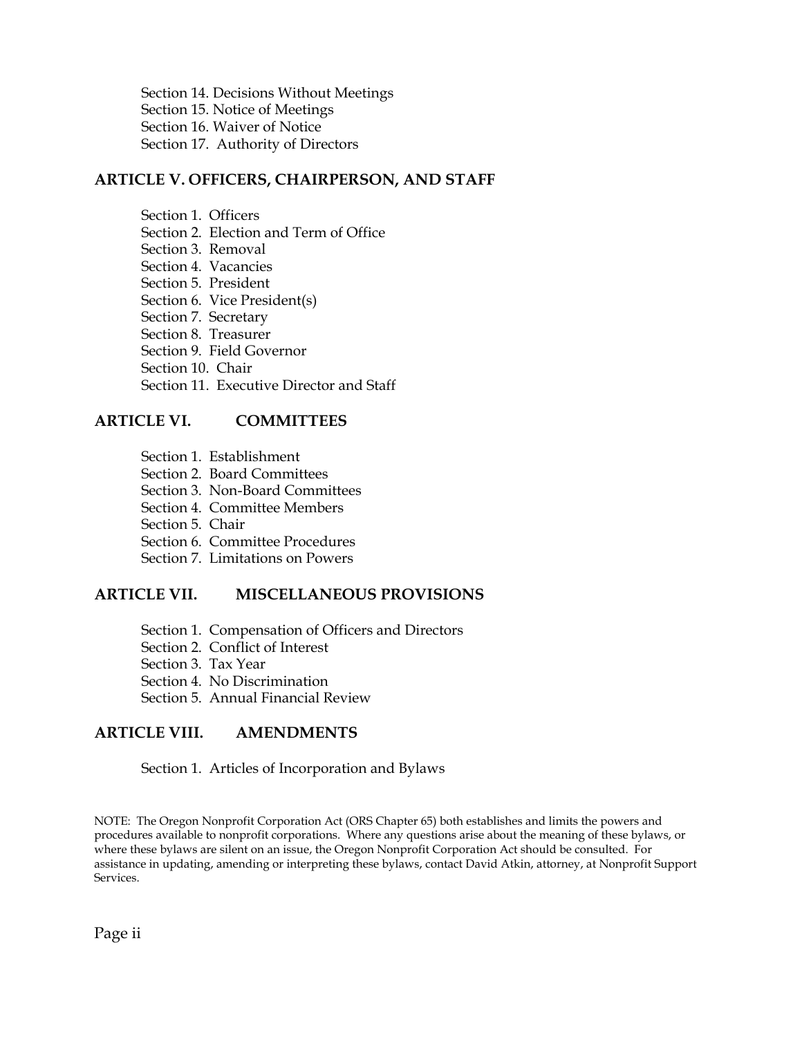Section 14. Decisions Without Meetings
Section 15. Notice of Meetings
Section 16. Waiver of Notice
Section 17. Authority of Directors

## ARTICLE V. OFFICERS, CHAIRPERSON, AND STAFF

Section 1. Officers
Section 2. Election and Term of Office
Section 3. Removal
Section 4. Vacancies
Section 5. President
Section 6. Vice President(s)
Section 7. Secretary
Section 8. Treasurer
Section 9. Field Governor
Section 10. Chair
Section 11. Executive Director and Staff

## ARTICLE VI. COMMITTEES

Section 1. Establishment
Section 2. Board Committees
Section 3. Non-Board Committees
Section 4. Committee Members
Section 5. Chair
Section 6. Committee Procedures
Section 7. Limitations on Powers

## ARTICLE VII. MISCELLANEOUS PROVISIONS

Section 1. Compensation of Officers and Directors
Section 2. Conflict of Interest
Section 3. Tax Year
Section 4. No Discrimination
Section 5. Annual Financial Review

## ARTICLE VIII. AMENDMENTS

Section 1. Articles of Incorporation and Bylaws

NOTE: The Oregon Nonprofit Corporation Act (ORS Chapter 65) both establishes and limits the powers and procedures available to nonprofit corporations. Where any questions arise about the meaning of these bylaws, or where these bylaws are silent on an issue, the Oregon Nonprofit Corporation Act should be consulted. For assistance in updating, amending or interpreting these bylaws, contact David Atkin, attorney, at Nonprofit Support Services.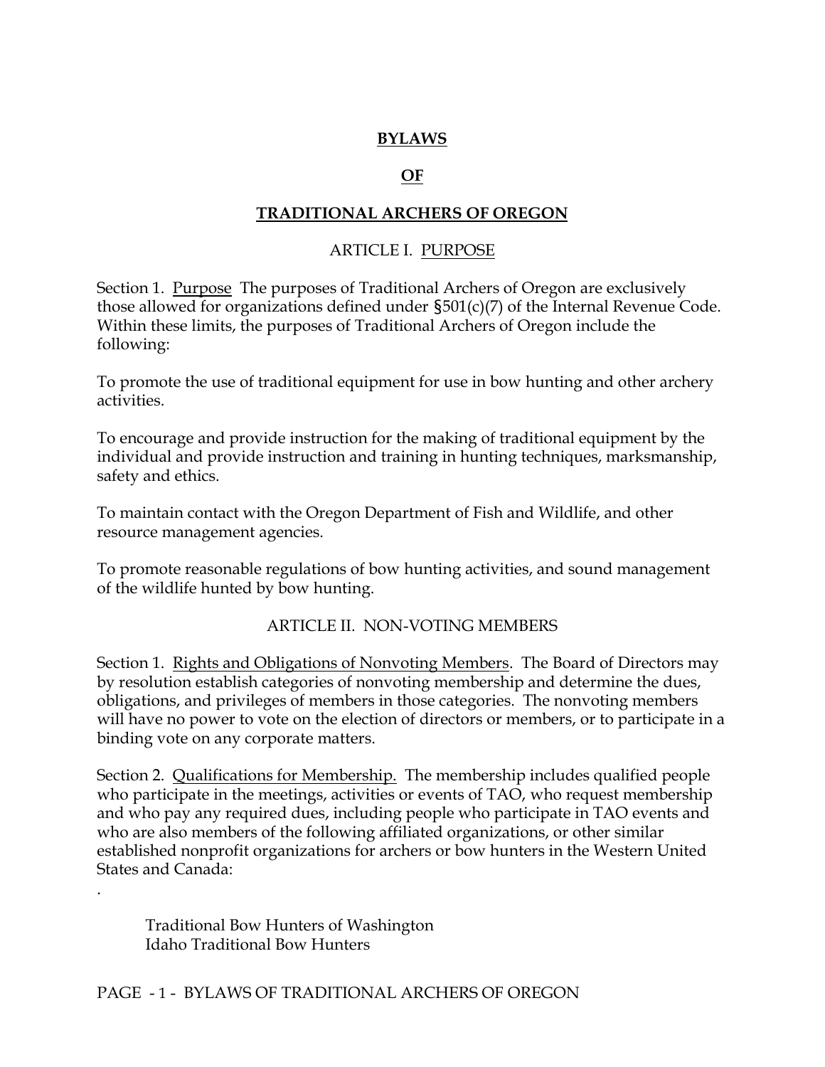# BYLAWS

# OF

# TRADITIONAL ARCHERS OF OREGON

## ARTICLE I. PURPOSE

Section 1. Purpose The purposes of Traditional Archers of Oregon are exclusively those allowed for organizations defined under §501(c)(7) of the Internal Revenue Code. Within these limits, the purposes of Traditional Archers of Oregon include the following:

To promote the use of traditional equipment for use in bow hunting and other archery activities.

To encourage and provide instruction for the making of traditional equipment by the individual and provide instruction and training in hunting techniques, marksmanship, safety and ethics.

To maintain contact with the Oregon Department of Fish and Wildlife, and other resource management agencies.

To promote reasonable regulations of bow hunting activities, and sound management of the wildlife hunted by bow hunting.

## ARTICLE II. NON-VOTING MEMBERS

Section 1. Rights and Obligations of Nonvoting Members. The Board of Directors may by resolution establish categories of nonvoting membership and determine the dues, obligations, and privileges of members in those categories. The nonvoting members will have no power to vote on the election of directors or members, or to participate in a binding vote on any corporate matters.

Section 2. Qualifications for Membership. The membership includes qualified people who participate in the meetings, activities or events of TAO, who request membership and who pay any required dues, including people who participate in TAO events and who are also members of the following affiliated organizations, or other similar established nonprofit organizations for archers or bow hunters in the Western United States and Canada:

.

Traditional Bow Hunters of Washington
Idaho Traditional Bow Hunters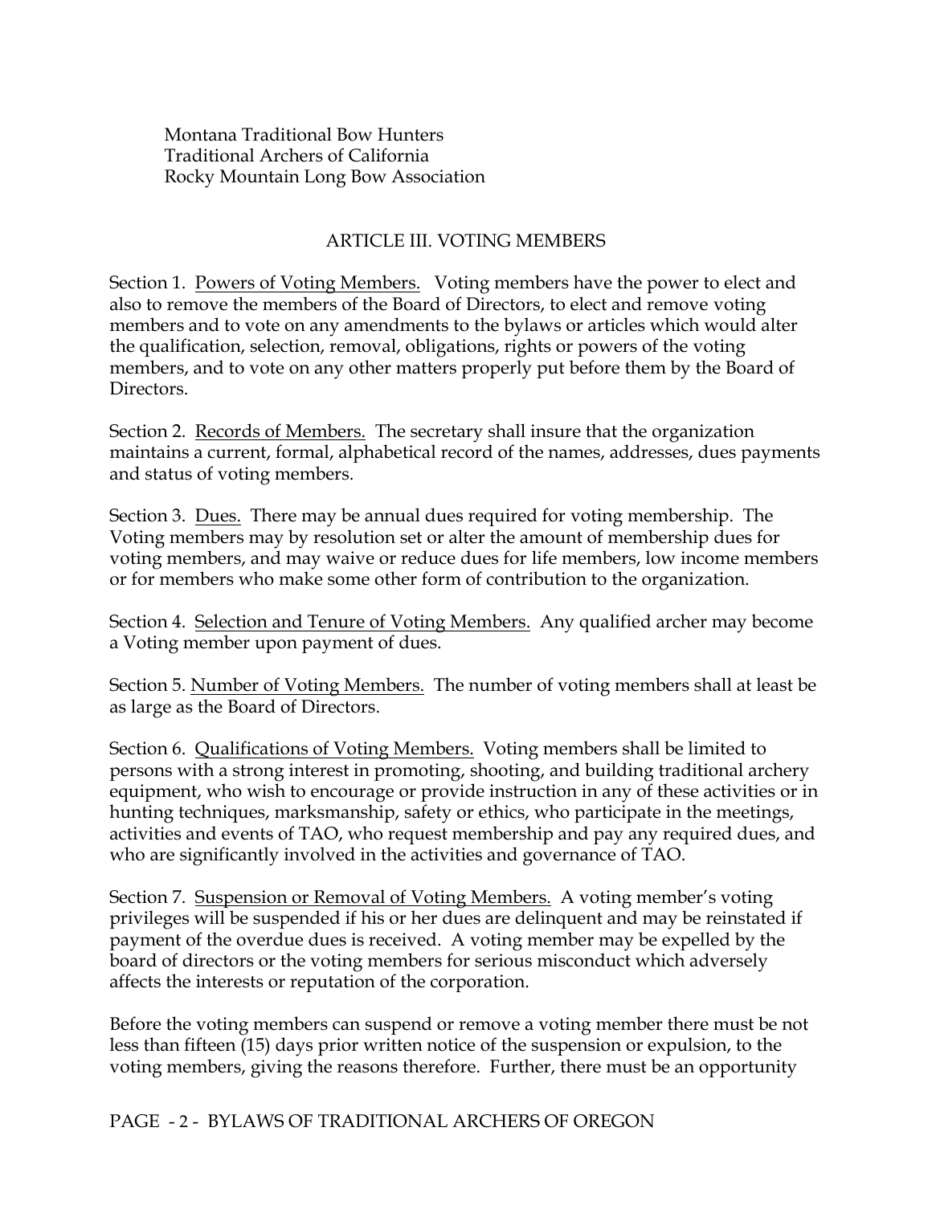Montana Traditional Bow Hunters
Traditional Archers of California
Rocky Mountain Long Bow Association

## ARTICLE III. VOTING MEMBERS

Section 1. Powers of Voting Members. Voting members have the power to elect and also to remove the members of the Board of Directors, to elect and remove voting members and to vote on any amendments to the bylaws or articles which would alter the qualification, selection, removal, obligations, rights or powers of the voting members, and to vote on any other matters properly put before them by the Board of Directors.

Section 2. Records of Members. The secretary shall insure that the organization maintains a current, formal, alphabetical record of the names, addresses, dues payments and status of voting members.

Section 3. Dues. There may be annual dues required for voting membership. The Voting members may by resolution set or alter the amount of membership dues for voting members, and may waive or reduce dues for life members, low income members or for members who make some other form of contribution to the organization.

Section 4. Selection and Tenure of Voting Members. Any qualified archer may become a Voting member upon payment of dues.

Section 5. Number of Voting Members. The number of voting members shall at least be as large as the Board of Directors.

Section 6. Qualifications of Voting Members. Voting members shall be limited to persons with a strong interest in promoting, shooting, and building traditional archery equipment, who wish to encourage or provide instruction in any of these activities or in hunting techniques, marksmanship, safety or ethics, who participate in the meetings, activities and events of TAO, who request membership and pay any required dues, and who are significantly involved in the activities and governance of TAO.

Section 7. Suspension or Removal of Voting Members. A voting member's voting privileges will be suspended if his or her dues are delinquent and may be reinstated if payment of the overdue dues is received. A voting member may be expelled by the board of directors or the voting members for serious misconduct which adversely affects the interests or reputation of the corporation.

Before the voting members can suspend or remove a voting member there must be not less than fifteen (15) days prior written notice of the suspension or expulsion, to the voting members, giving the reasons therefore. Further, there must be an opportunity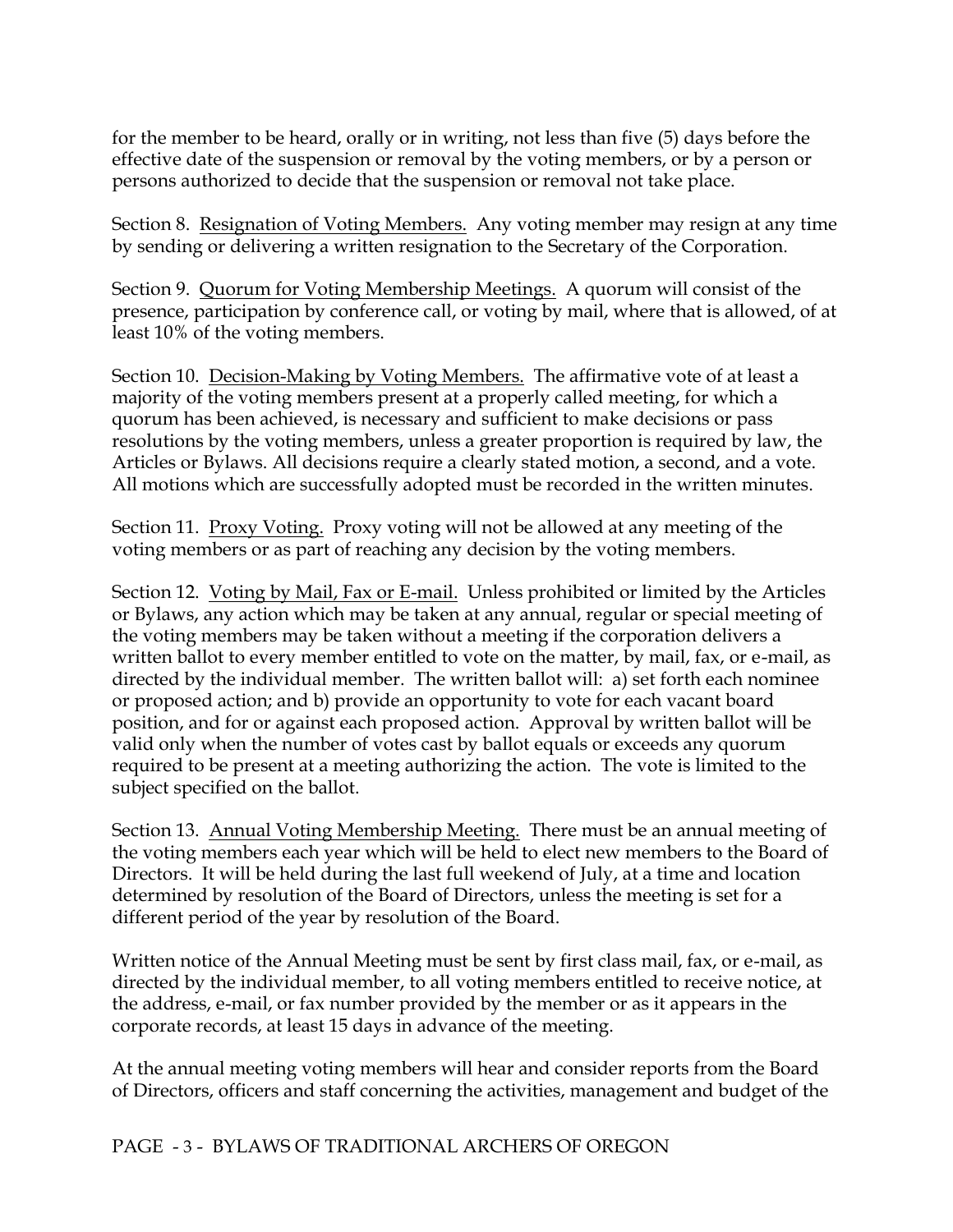for the member to be heard, orally or in writing, not less than five (5) days before the effective date of the suspension or removal by the voting members, or by a person or persons authorized to decide that the suspension or removal not take place.

Section 8. <u>Resignation of Voting Members.</u> Any voting member may resign at any time by sending or delivering a written resignation to the Secretary of the Corporation.

Section 9. <u>Quorum for Voting Membership Meetings.</u> A quorum will consist of the presence, participation by conference call, or voting by mail, where that is allowed, of at least 10% of the voting members.

Section 10. <u>Decision-Making by Voting Members.</u> The affirmative vote of at least a majority of the voting members present at a properly called meeting, for which a quorum has been achieved, is necessary and sufficient to make decisions or pass resolutions by the voting members, unless a greater proportion is required by law, the Articles or Bylaws. All decisions require a clearly stated motion, a second, and a vote. All motions which are successfully adopted must be recorded in the written minutes.

Section 11. <u>Proxy Voting.</u> Proxy voting will not be allowed at any meeting of the voting members or as part of reaching any decision by the voting members.

Section 12. <u>Voting by Mail, Fax or E-mail.</u> Unless prohibited or limited by the Articles or Bylaws, any action which may be taken at any annual, regular or special meeting of the voting members may be taken without a meeting if the corporation delivers a written ballot to every member entitled to vote on the matter, by mail, fax, or e-mail, as directed by the individual member. The written ballot will: a) set forth each nominee or proposed action; and b) provide an opportunity to vote for each vacant board position, and for or against each proposed action. Approval by written ballot will be valid only when the number of votes cast by ballot equals or exceeds any quorum required to be present at a meeting authorizing the action. The vote is limited to the subject specified on the ballot.

Section 13. <u>Annual Voting Membership Meeting.</u> There must be an annual meeting of the voting members each year which will be held to elect new members to the Board of Directors. It will be held during the last full weekend of July, at a time and location determined by resolution of the Board of Directors, unless the meeting is set for a different period of the year by resolution of the Board.

Written notice of the Annual Meeting must be sent by first class mail, fax, or e-mail, as directed by the individual member, to all voting members entitled to receive notice, at the address, e-mail, or fax number provided by the member or as it appears in the corporate records, at least 15 days in advance of the meeting.

At the annual meeting voting members will hear and consider reports from the Board of Directors, officers and staff concerning the activities, management and budget of the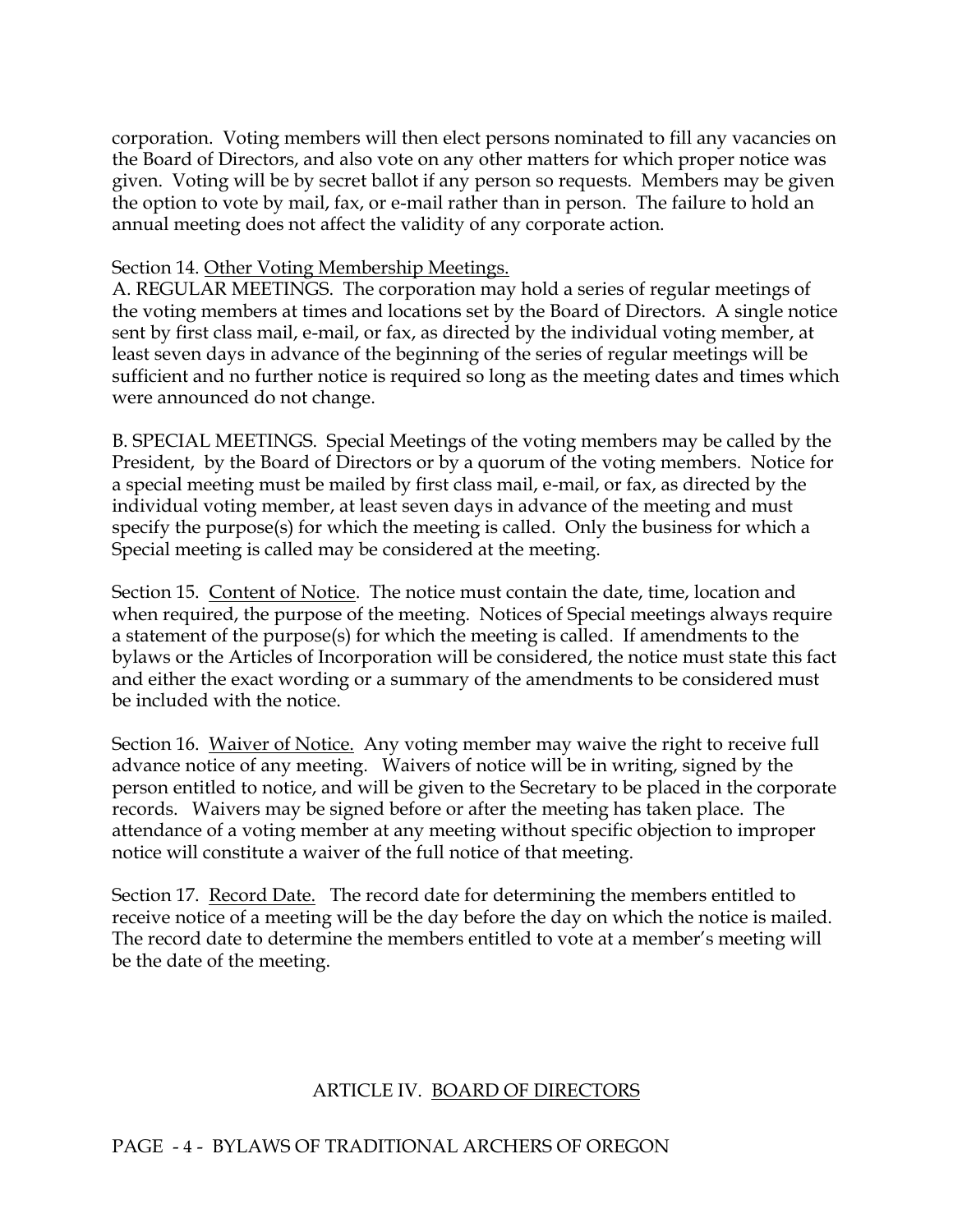corporation. Voting members will then elect persons nominated to fill any vacancies on the Board of Directors, and also vote on any other matters for which proper notice was given. Voting will be by secret ballot if any person so requests. Members may be given the option to vote by mail, fax, or e-mail rather than in person. The failure to hold an annual meeting does not affect the validity of any corporate action.

Section 14. Other Voting Membership Meetings.
A. REGULAR MEETINGS. The corporation may hold a series of regular meetings of the voting members at times and locations set by the Board of Directors. A single notice sent by first class mail, e-mail, or fax, as directed by the individual voting member, at least seven days in advance of the beginning of the series of regular meetings will be sufficient and no further notice is required so long as the meeting dates and times which were announced do not change.

B. SPECIAL MEETINGS. Special Meetings of the voting members may be called by the President, by the Board of Directors or by a quorum of the voting members. Notice for a special meeting must be mailed by first class mail, e-mail, or fax, as directed by the individual voting member, at least seven days in advance of the meeting and must specify the purpose(s) for which the meeting is called. Only the business for which a Special meeting is called may be considered at the meeting.

Section 15. Content of Notice. The notice must contain the date, time, location and when required, the purpose of the meeting. Notices of Special meetings always require a statement of the purpose(s) for which the meeting is called. If amendments to the bylaws or the Articles of Incorporation will be considered, the notice must state this fact and either the exact wording or a summary of the amendments to be considered must be included with the notice.

Section 16. Waiver of Notice. Any voting member may waive the right to receive full advance notice of any meeting. Waivers of notice will be in writing, signed by the person entitled to notice, and will be given to the Secretary to be placed in the corporate records. Waivers may be signed before or after the meeting has taken place. The attendance of a voting member at any meeting without specific objection to improper notice will constitute a waiver of the full notice of that meeting.

Section 17. Record Date. The record date for determining the members entitled to receive notice of a meeting will be the day before the day on which the notice is mailed. The record date to determine the members entitled to vote at a member's meeting will be the date of the meeting.

## ARTICLE IV. BOARD OF DIRECTORS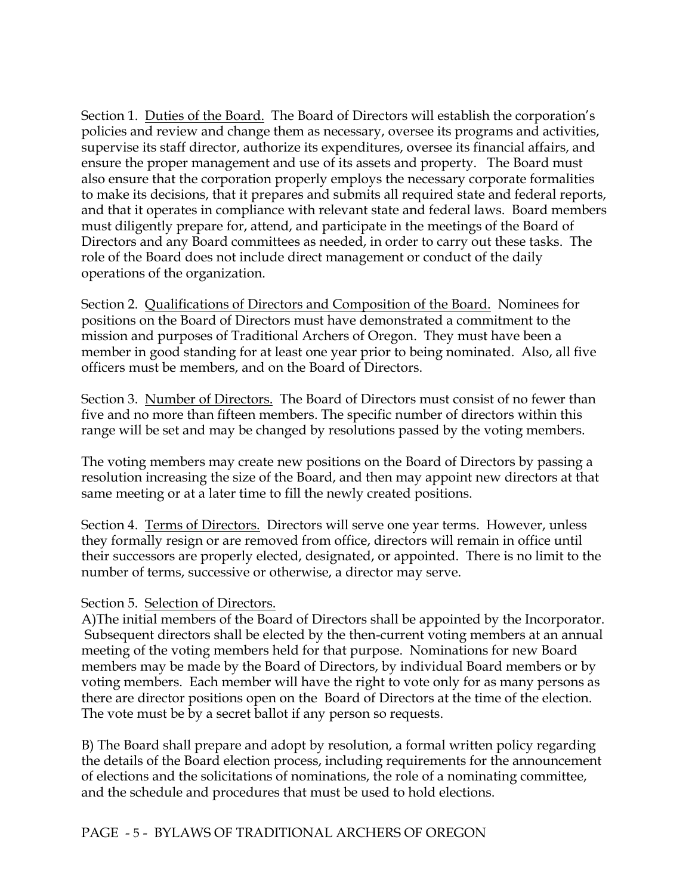Section 1. Duties of the Board. The Board of Directors will establish the corporation's policies and review and change them as necessary, oversee its programs and activities, supervise its staff director, authorize its expenditures, oversee its financial affairs, and ensure the proper management and use of its assets and property. The Board must also ensure that the corporation properly employs the necessary corporate formalities to make its decisions, that it prepares and submits all required state and federal reports, and that it operates in compliance with relevant state and federal laws. Board members must diligently prepare for, attend, and participate in the meetings of the Board of Directors and any Board committees as needed, in order to carry out these tasks. The role of the Board does not include direct management or conduct of the daily operations of the organization.

Section 2. Qualifications of Directors and Composition of the Board. Nominees for positions on the Board of Directors must have demonstrated a commitment to the mission and purposes of Traditional Archers of Oregon. They must have been a member in good standing for at least one year prior to being nominated. Also, all five officers must be members, and on the Board of Directors.

Section 3. Number of Directors. The Board of Directors must consist of no fewer than five and no more than fifteen members. The specific number of directors within this range will be set and may be changed by resolutions passed by the voting members.

The voting members may create new positions on the Board of Directors by passing a resolution increasing the size of the Board, and then may appoint new directors at that same meeting or at a later time to fill the newly created positions.

Section 4. Terms of Directors. Directors will serve one year terms. However, unless they formally resign or are removed from office, directors will remain in office until their successors are properly elected, designated, or appointed. There is no limit to the number of terms, successive or otherwise, a director may serve.

Section 5. Selection of Directors.

A)The initial members of the Board of Directors shall be appointed by the Incorporator. Subsequent directors shall be elected by the then-current voting members at an annual meeting of the voting members held for that purpose. Nominations for new Board members may be made by the Board of Directors, by individual Board members or by voting members. Each member will have the right to vote only for as many persons as there are director positions open on the Board of Directors at the time of the election. The vote must be by a secret ballot if any person so requests.

B) The Board shall prepare and adopt by resolution, a formal written policy regarding the details of the Board election process, including requirements for the announcement of elections and the solicitations of nominations, the role of a nominating committee, and the schedule and procedures that must be used to hold elections.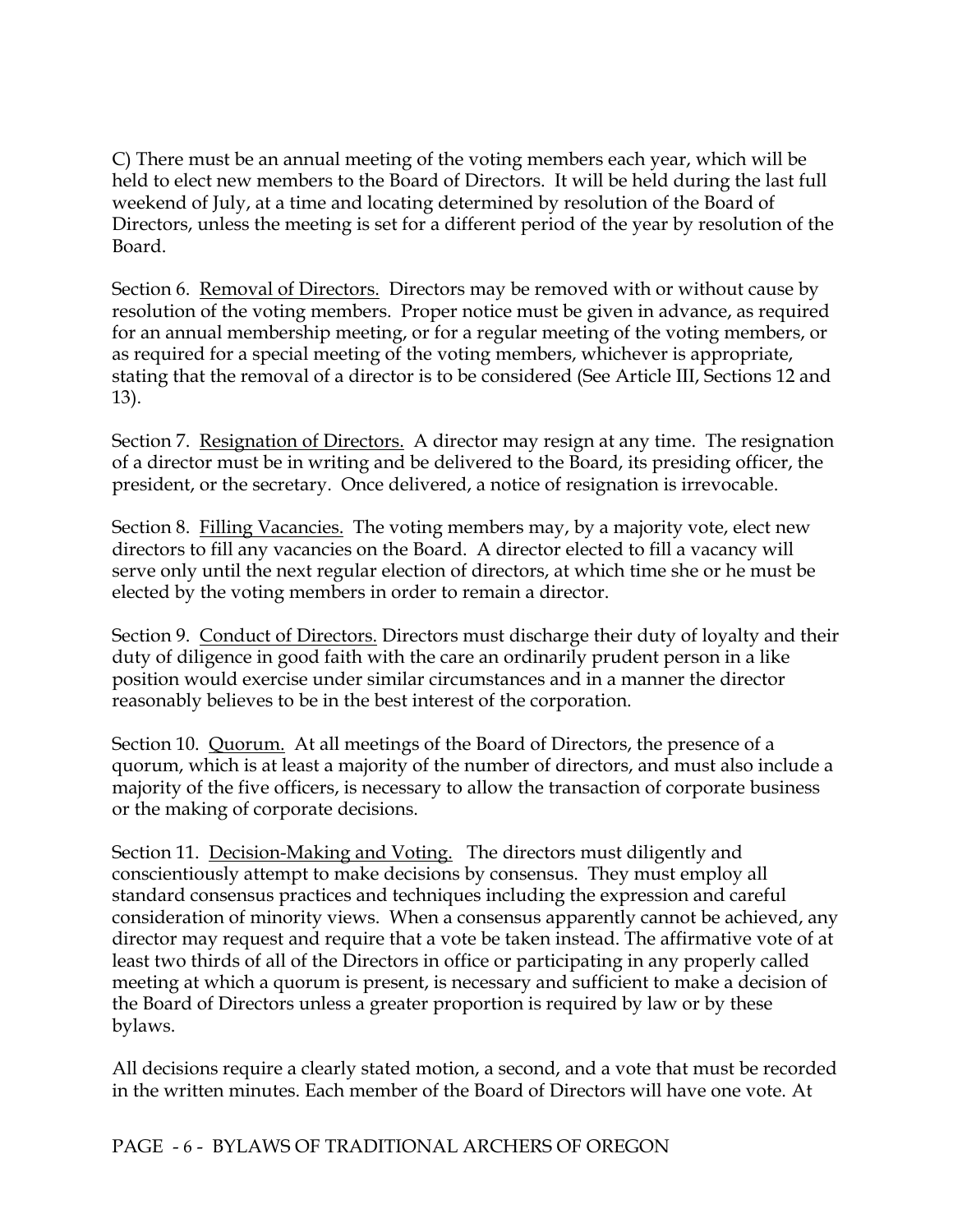C) There must be an annual meeting of the voting members each year, which will be held to elect new members to the Board of Directors. It will be held during the last full weekend of July, at a time and locating determined by resolution of the Board of Directors, unless the meeting is set for a different period of the year by resolution of the Board.

Section 6. Removal of Directors. Directors may be removed with or without cause by resolution of the voting members. Proper notice must be given in advance, as required for an annual membership meeting, or for a regular meeting of the voting members, or as required for a special meeting of the voting members, whichever is appropriate, stating that the removal of a director is to be considered (See Article III, Sections 12 and 13).

Section 7. Resignation of Directors. A director may resign at any time. The resignation of a director must be in writing and be delivered to the Board, its presiding officer, the president, or the secretary. Once delivered, a notice of resignation is irrevocable.

Section 8. Filling Vacancies. The voting members may, by a majority vote, elect new directors to fill any vacancies on the Board. A director elected to fill a vacancy will serve only until the next regular election of directors, at which time she or he must be elected by the voting members in order to remain a director.

Section 9. Conduct of Directors. Directors must discharge their duty of loyalty and their duty of diligence in good faith with the care an ordinarily prudent person in a like position would exercise under similar circumstances and in a manner the director reasonably believes to be in the best interest of the corporation.

Section 10. Quorum. At all meetings of the Board of Directors, the presence of a quorum, which is at least a majority of the number of directors, and must also include a majority of the five officers, is necessary to allow the transaction of corporate business or the making of corporate decisions.

Section 11. Decision-Making and Voting. The directors must diligently and conscientiously attempt to make decisions by consensus. They must employ all standard consensus practices and techniques including the expression and careful consideration of minority views. When a consensus apparently cannot be achieved, any director may request and require that a vote be taken instead. The affirmative vote of at least two thirds of all of the Directors in office or participating in any properly called meeting at which a quorum is present, is necessary and sufficient to make a decision of the Board of Directors unless a greater proportion is required by law or by these bylaws.

All decisions require a clearly stated motion, a second, and a vote that must be recorded in the written minutes. Each member of the Board of Directors will have one vote. At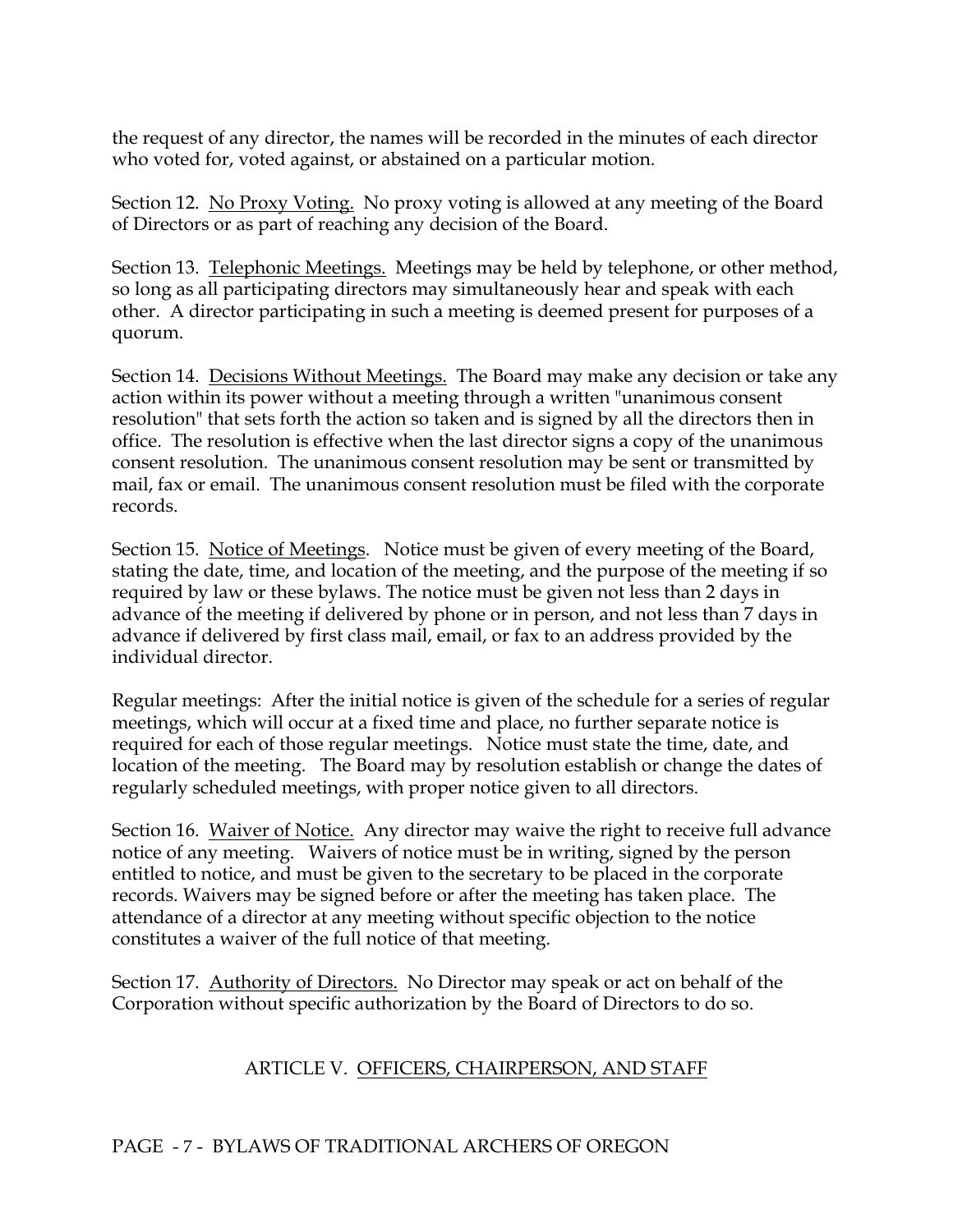the request of any director, the names will be recorded in the minutes of each director who voted for, voted against, or abstained on a particular motion.

Section 12. <u>No Proxy Voting.</u> No proxy voting is allowed at any meeting of the Board of Directors or as part of reaching any decision of the Board.

Section 13. <u>Telephonic Meetings.</u> Meetings may be held by telephone, or other method, so long as all participating directors may simultaneously hear and speak with each other. A director participating in such a meeting is deemed present for purposes of a quorum.

Section 14. <u>Decisions Without Meetings.</u> The Board may make any decision or take any action within its power without a meeting through a written "unanimous consent resolution" that sets forth the action so taken and is signed by all the directors then in office. The resolution is effective when the last director signs a copy of the unanimous consent resolution. The unanimous consent resolution may be sent or transmitted by mail, fax or email. The unanimous consent resolution must be filed with the corporate records.

Section 15. <u>Notice of Meetings</u>. Notice must be given of every meeting of the Board, stating the date, time, and location of the meeting, and the purpose of the meeting if so required by law or these bylaws. The notice must be given not less than 2 days in advance of the meeting if delivered by phone or in person, and not less than 7 days in advance if delivered by first class mail, email, or fax to an address provided by the individual director.

Regular meetings: After the initial notice is given of the schedule for a series of regular meetings, which will occur at a fixed time and place, no further separate notice is required for each of those regular meetings. Notice must state the time, date, and location of the meeting. The Board may by resolution establish or change the dates of regularly scheduled meetings, with proper notice given to all directors.

Section 16. <u>Waiver of Notice.</u> Any director may waive the right to receive full advance notice of any meeting. Waivers of notice must be in writing, signed by the person entitled to notice, and must be given to the secretary to be placed in the corporate records. Waivers may be signed before or after the meeting has taken place. The attendance of a director at any meeting without specific objection to the notice constitutes a waiver of the full notice of that meeting.

Section 17. <u>Authority of Directors.</u> No Director may speak or act on behalf of the Corporation without specific authorization by the Board of Directors to do so.

## ARTICLE V. <u>OFFICERS, CHAIRPERSON, AND STAFF</u>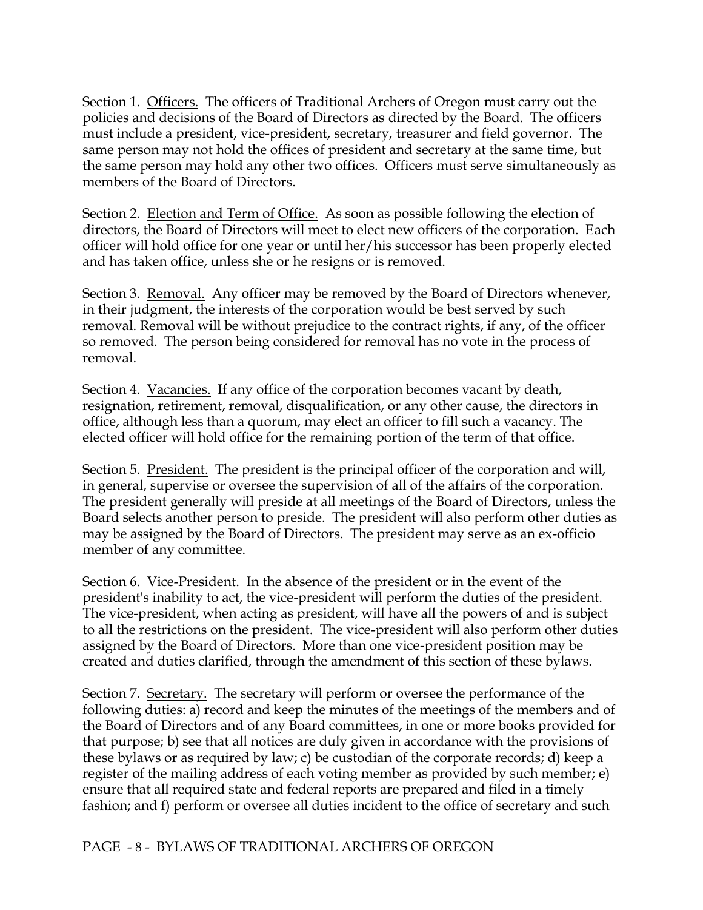Section 1. Officers. The officers of Traditional Archers of Oregon must carry out the policies and decisions of the Board of Directors as directed by the Board. The officers must include a president, vice-president, secretary, treasurer and field governor. The same person may not hold the offices of president and secretary at the same time, but the same person may hold any other two offices. Officers must serve simultaneously as members of the Board of Directors.

Section 2. Election and Term of Office. As soon as possible following the election of directors, the Board of Directors will meet to elect new officers of the corporation. Each officer will hold office for one year or until her/his successor has been properly elected and has taken office, unless she or he resigns or is removed.

Section 3. Removal. Any officer may be removed by the Board of Directors whenever, in their judgment, the interests of the corporation would be best served by such removal. Removal will be without prejudice to the contract rights, if any, of the officer so removed. The person being considered for removal has no vote in the process of removal.

Section 4. Vacancies. If any office of the corporation becomes vacant by death, resignation, retirement, removal, disqualification, or any other cause, the directors in office, although less than a quorum, may elect an officer to fill such a vacancy. The elected officer will hold office for the remaining portion of the term of that office.

Section 5. President. The president is the principal officer of the corporation and will, in general, supervise or oversee the supervision of all of the affairs of the corporation. The president generally will preside at all meetings of the Board of Directors, unless the Board selects another person to preside. The president will also perform other duties as may be assigned by the Board of Directors. The president may serve as an ex-officio member of any committee.

Section 6. Vice-President. In the absence of the president or in the event of the president's inability to act, the vice-president will perform the duties of the president. The vice-president, when acting as president, will have all the powers of and is subject to all the restrictions on the president. The vice-president will also perform other duties assigned by the Board of Directors. More than one vice-president position may be created and duties clarified, through the amendment of this section of these bylaws.

Section 7. Secretary. The secretary will perform or oversee the performance of the following duties: a) record and keep the minutes of the meetings of the members and of the Board of Directors and of any Board committees, in one or more books provided for that purpose; b) see that all notices are duly given in accordance with the provisions of these bylaws or as required by law; c) be custodian of the corporate records; d) keep a register of the mailing address of each voting member as provided by such member; e) ensure that all required state and federal reports are prepared and filed in a timely fashion; and f) perform or oversee all duties incident to the office of secretary and such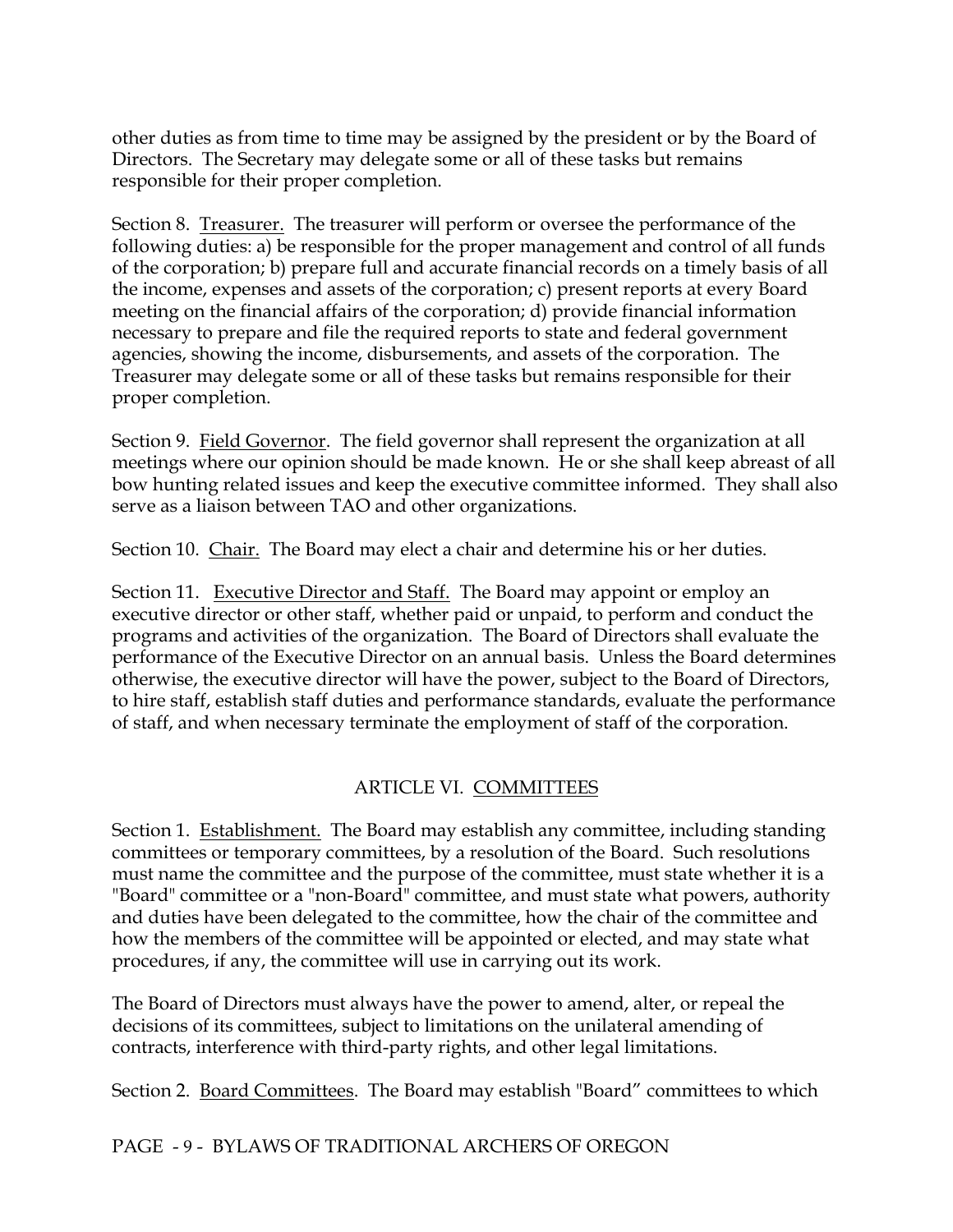other duties as from time to time may be assigned by the president or by the Board of Directors. The Secretary may delegate some or all of these tasks but remains responsible for their proper completion.

Section 8. Treasurer. The treasurer will perform or oversee the performance of the following duties: a) be responsible for the proper management and control of all funds of the corporation; b) prepare full and accurate financial records on a timely basis of all the income, expenses and assets of the corporation; c) present reports at every Board meeting on the financial affairs of the corporation; d) provide financial information necessary to prepare and file the required reports to state and federal government agencies, showing the income, disbursements, and assets of the corporation. The Treasurer may delegate some or all of these tasks but remains responsible for their proper completion.

Section 9. Field Governor. The field governor shall represent the organization at all meetings where our opinion should be made known. He or she shall keep abreast of all bow hunting related issues and keep the executive committee informed. They shall also serve as a liaison between TAO and other organizations.

Section 10. Chair. The Board may elect a chair and determine his or her duties.

Section 11. Executive Director and Staff. The Board may appoint or employ an executive director or other staff, whether paid or unpaid, to perform and conduct the programs and activities of the organization. The Board of Directors shall evaluate the performance of the Executive Director on an annual basis. Unless the Board determines otherwise, the executive director will have the power, subject to the Board of Directors, to hire staff, establish staff duties and performance standards, evaluate the performance of staff, and when necessary terminate the employment of staff of the corporation.

## ARTICLE VI. COMMITTEES

Section 1. Establishment. The Board may establish any committee, including standing committees or temporary committees, by a resolution of the Board. Such resolutions must name the committee and the purpose of the committee, must state whether it is a "Board" committee or a "non-Board" committee, and must state what powers, authority and duties have been delegated to the committee, how the chair of the committee and how the members of the committee will be appointed or elected, and may state what procedures, if any, the committee will use in carrying out its work.

The Board of Directors must always have the power to amend, alter, or repeal the decisions of its committees, subject to limitations on the unilateral amending of contracts, interference with third-party rights, and other legal limitations.

Section 2. Board Committees. The Board may establish "Board" committees to which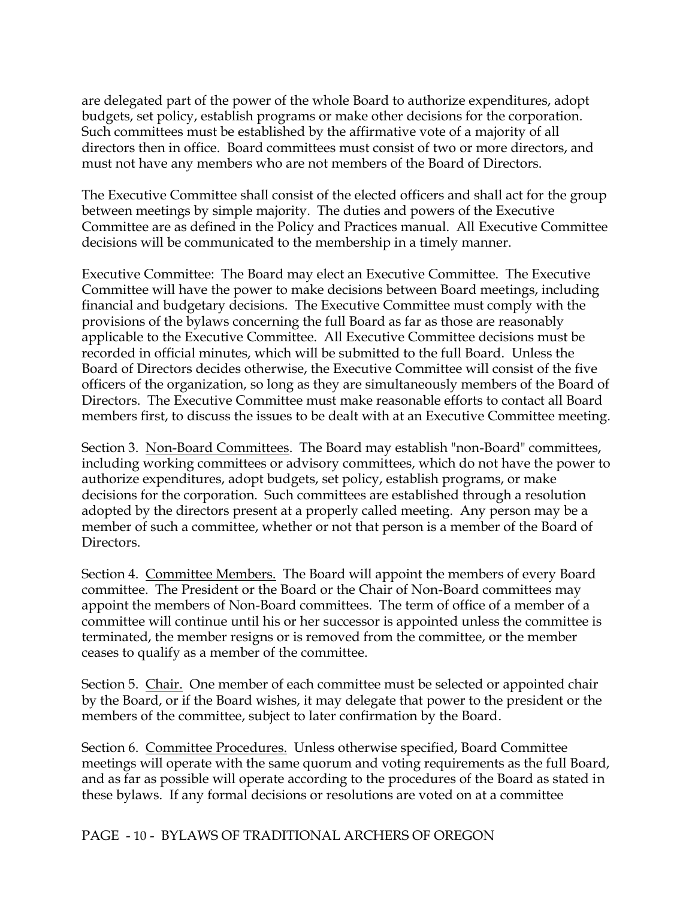are delegated part of the power of the whole Board to authorize expenditures, adopt budgets, set policy, establish programs or make other decisions for the corporation. Such committees must be established by the affirmative vote of a majority of all directors then in office. Board committees must consist of two or more directors, and must not have any members who are not members of the Board of Directors.

The Executive Committee shall consist of the elected officers and shall act for the group between meetings by simple majority. The duties and powers of the Executive Committee are as defined in the Policy and Practices manual. All Executive Committee decisions will be communicated to the membership in a timely manner.

Executive Committee: The Board may elect an Executive Committee. The Executive Committee will have the power to make decisions between Board meetings, including financial and budgetary decisions. The Executive Committee must comply with the provisions of the bylaws concerning the full Board as far as those are reasonably applicable to the Executive Committee. All Executive Committee decisions must be recorded in official minutes, which will be submitted to the full Board. Unless the Board of Directors decides otherwise, the Executive Committee will consist of the five officers of the organization, so long as they are simultaneously members of the Board of Directors. The Executive Committee must make reasonable efforts to contact all Board members first, to discuss the issues to be dealt with at an Executive Committee meeting.

Section 3. <u>Non-Board Committees</u>. The Board may establish "non-Board" committees, including working committees or advisory committees, which do not have the power to authorize expenditures, adopt budgets, set policy, establish programs, or make decisions for the corporation. Such committees are established through a resolution adopted by the directors present at a properly called meeting. Any person may be a member of such a committee, whether or not that person is a member of the Board of Directors.

Section 4. <u>Committee Members.</u> The Board will appoint the members of every Board committee. The President or the Board or the Chair of Non-Board committees may appoint the members of Non-Board committees. The term of office of a member of a committee will continue until his or her successor is appointed unless the committee is terminated, the member resigns or is removed from the committee, or the member ceases to qualify as a member of the committee.

Section 5. <u>Chair.</u> One member of each committee must be selected or appointed chair by the Board, or if the Board wishes, it may delegate that power to the president or the members of the committee, subject to later confirmation by the Board.

Section 6. <u>Committee Procedures.</u> Unless otherwise specified, Board Committee meetings will operate with the same quorum and voting requirements as the full Board, and as far as possible will operate according to the procedures of the Board as stated in these bylaws. If any formal decisions or resolutions are voted on at a committee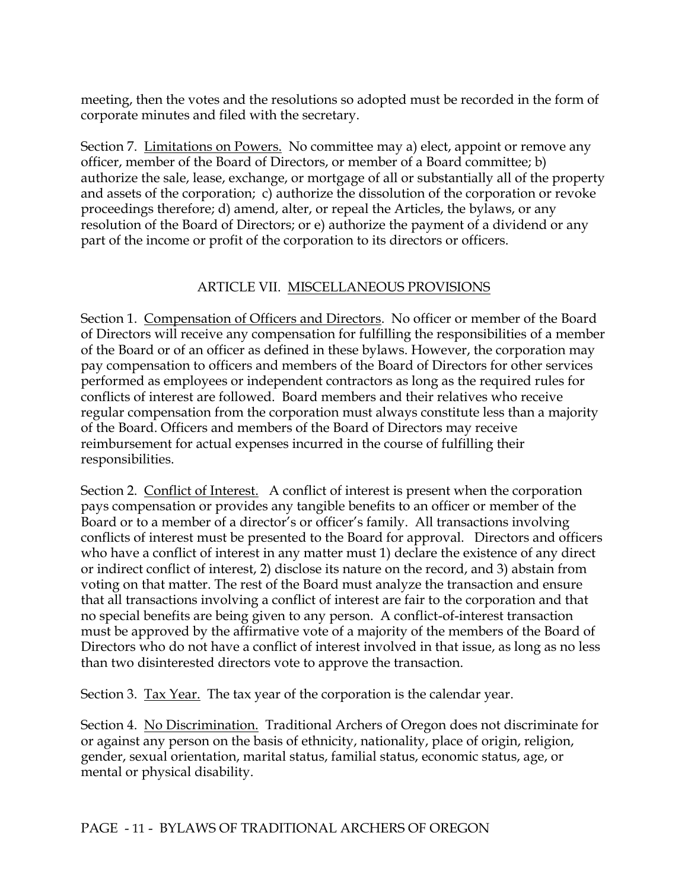meeting, then the votes and the resolutions so adopted must be recorded in the form of corporate minutes and filed with the secretary.

Section 7. Limitations on Powers. No committee may a) elect, appoint or remove any officer, member of the Board of Directors, or member of a Board committee; b) authorize the sale, lease, exchange, or mortgage of all or substantially all of the property and assets of the corporation; c) authorize the dissolution of the corporation or revoke proceedings therefore; d) amend, alter, or repeal the Articles, the bylaws, or any resolution of the Board of Directors; or e) authorize the payment of a dividend or any part of the income or profit of the corporation to its directors or officers.

## ARTICLE VII. MISCELLANEOUS PROVISIONS

Section 1. Compensation of Officers and Directors. No officer or member of the Board of Directors will receive any compensation for fulfilling the responsibilities of a member of the Board or of an officer as defined in these bylaws. However, the corporation may pay compensation to officers and members of the Board of Directors for other services performed as employees or independent contractors as long as the required rules for conflicts of interest are followed. Board members and their relatives who receive regular compensation from the corporation must always constitute less than a majority of the Board. Officers and members of the Board of Directors may receive reimbursement for actual expenses incurred in the course of fulfilling their responsibilities.

Section 2. Conflict of Interest. A conflict of interest is present when the corporation pays compensation or provides any tangible benefits to an officer or member of the Board or to a member of a director's or officer's family. All transactions involving conflicts of interest must be presented to the Board for approval. Directors and officers who have a conflict of interest in any matter must 1) declare the existence of any direct or indirect conflict of interest, 2) disclose its nature on the record, and 3) abstain from voting on that matter. The rest of the Board must analyze the transaction and ensure that all transactions involving a conflict of interest are fair to the corporation and that no special benefits are being given to any person. A conflict-of-interest transaction must be approved by the affirmative vote of a majority of the members of the Board of Directors who do not have a conflict of interest involved in that issue, as long as no less than two disinterested directors vote to approve the transaction.

Section 3. Tax Year. The tax year of the corporation is the calendar year.

Section 4. No Discrimination. Traditional Archers of Oregon does not discriminate for or against any person on the basis of ethnicity, nationality, place of origin, religion, gender, sexual orientation, marital status, familial status, economic status, age, or mental or physical disability.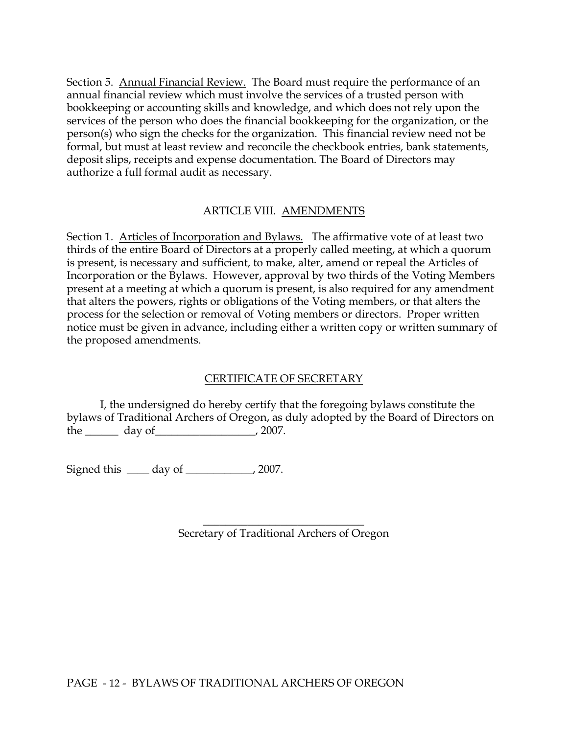Section 5. Annual Financial Review. The Board must require the performance of an annual financial review which must involve the services of a trusted person with bookkeeping or accounting skills and knowledge, and which does not rely upon the services of the person who does the financial bookkeeping for the organization, or the person(s) who sign the checks for the organization. This financial review need not be formal, but must at least review and reconcile the checkbook entries, bank statements, deposit slips, receipts and expense documentation. The Board of Directors may authorize a full formal audit as necessary.

## ARTICLE VIII. AMENDMENTS

Section 1. Articles of Incorporation and Bylaws. The affirmative vote of at least two thirds of the entire Board of Directors at a properly called meeting, at which a quorum is present, is necessary and sufficient, to make, alter, amend or repeal the Articles of Incorporation or the Bylaws. However, approval by two thirds of the Voting Members present at a meeting at which a quorum is present, is also required for any amendment that alters the powers, rights or obligations of the Voting members, or that alters the process for the selection or removal of Voting members or directors. Proper written notice must be given in advance, including either a written copy or written summary of the proposed amendments.

## CERTIFICATE OF SECRETARY

I, the undersigned do hereby certify that the foregoing bylaws constitute the bylaws of Traditional Archers of Oregon, as duly adopted by the Board of Directors on the ______ day of__________________, 2007.

Signed this ____ day of ____________, 2007.

_____________________________
Secretary of Traditional Archers of Oregon